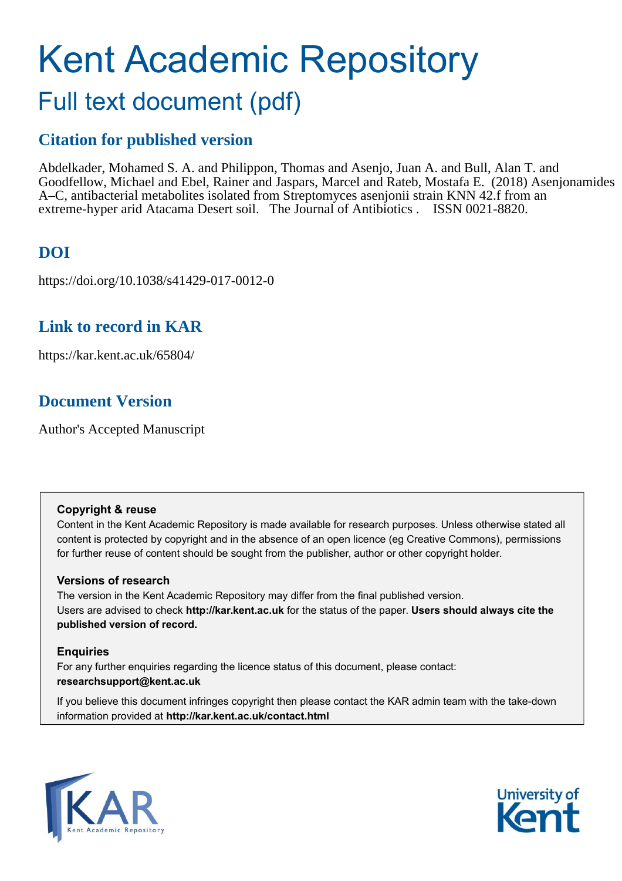# Kent Academic Repository

## Full text document (pdf)

### Citation for published version

Abdelkader, Mohamed S. A. and Philippon, Thomas and Asenjo, Juan A. and Bull, Alan T. and Goodfellow, Michael and Ebel, Rainer and Jaspars, Marcel and Rateb, Mostafa E. (2018) Asenjonamides A–C, antibacterial metabolites isolated from Streptomyces asenjonii strain KNN 42.f from an extreme-hyper arid Atacama Desert soil. The Journal of Antibiotics . ISSN 0021-8820.

### DOI

https://doi.org/10.1038/s41429-017-0012-0

### Link to record in KAR

https://kar.kent.ac.uk/65804/

### Document Version

Author's Accepted Manuscript

**Copyright & reuse**

Content in the Kent Academic Repository is made available for research purposes. Unless otherwise stated all content is protected by copyright and in the absence of an open licence (eg Creative Commons), permissions for further reuse of content should be sought from the publisher, author or other copyright holder.

**Versions of research**

The version in the Kent Academic Repository may differ from the final published version. Users are advised to check **http://kar.kent.ac.uk** for the status of the paper. **Users should always cite the published version of record.**

**Enquiries**

For any further enquiries regarding the licence status of this document, please contact: **researchsupport@kent.ac.uk**

If you believe this document infringes copyright then please contact the KAR admin team with the take-down information provided at **http://kar.kent.ac.uk/contact.html**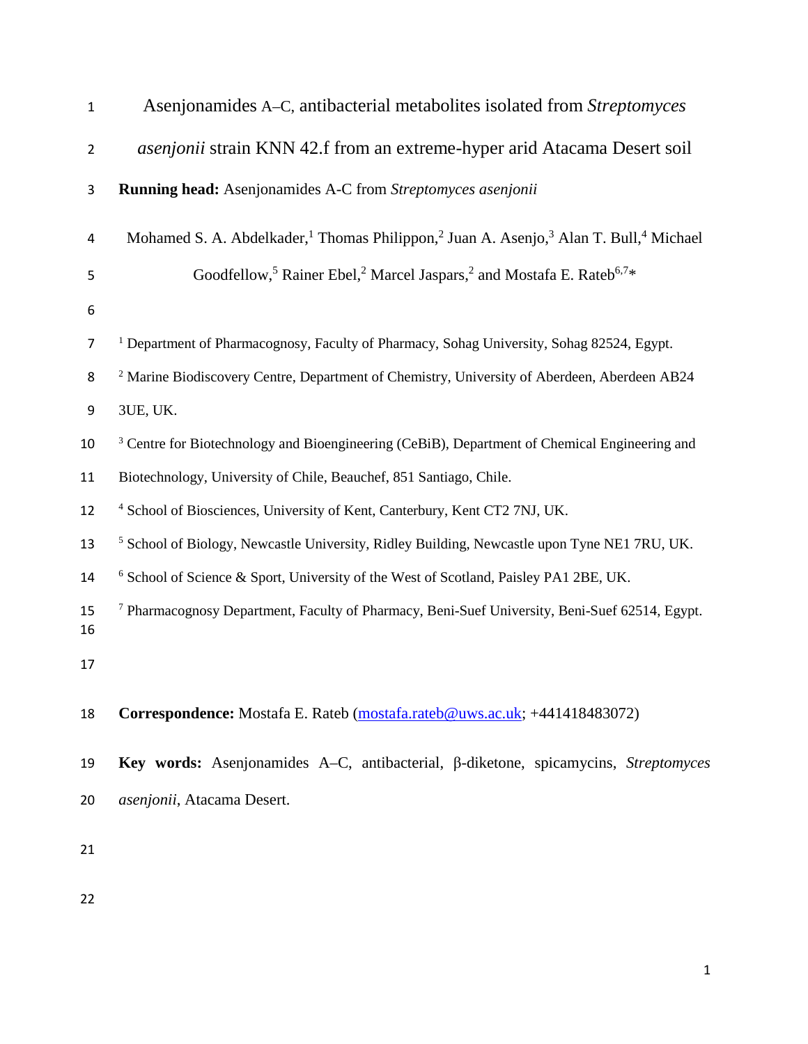# Asenjonamides A–C, antibacterial metabolites isolated from *Streptomyces asenjonii* strain KNN 42.f from an extreme-hyper arid Atacama Desert soil

**Running head:** Asenjonamides A-C from *Streptomyces asenjonii*

Mohamed S. A. Abdelkader,[1] Thomas Philippon,[2] Juan A. Asenjo,[3] Alan T. Bull,[4] Michael Goodfellow,[5] Rainer Ebel,[2] Marcel Jaspars,[2] and Mostafa E. Rateb[6,7]*

[1] Department of Pharmacognosy, Faculty of Pharmacy, Sohag University, Sohag 82524, Egypt.

[2] Marine Biodiscovery Centre, Department of Chemistry, University of Aberdeen, Aberdeen AB24 3UE, UK.

[3] Centre for Biotechnology and Bioengineering (CeBiB), Department of Chemical Engineering and Biotechnology, University of Chile, Beauchef, 851 Santiago, Chile.

[4] School of Biosciences, University of Kent, Canterbury, Kent CT2 7NJ, UK.

[5] School of Biology, Newcastle University, Ridley Building, Newcastle upon Tyne NE1 7RU, UK.

[6] School of Science & Sport, University of the West of Scotland, Paisley PA1 2BE, UK.

[7] Pharmacognosy Department, Faculty of Pharmacy, Beni-Suef University, Beni-Suef 62514, Egypt.

**Correspondence:** Mostafa E. Rateb (mostafa.rateb@uws.ac.uk; +441418483072)

**Key words:** Asenjonamides A–C, antibacterial, β-diketone, spicamycins, *Streptomyces asenjonii*, Atacama Desert.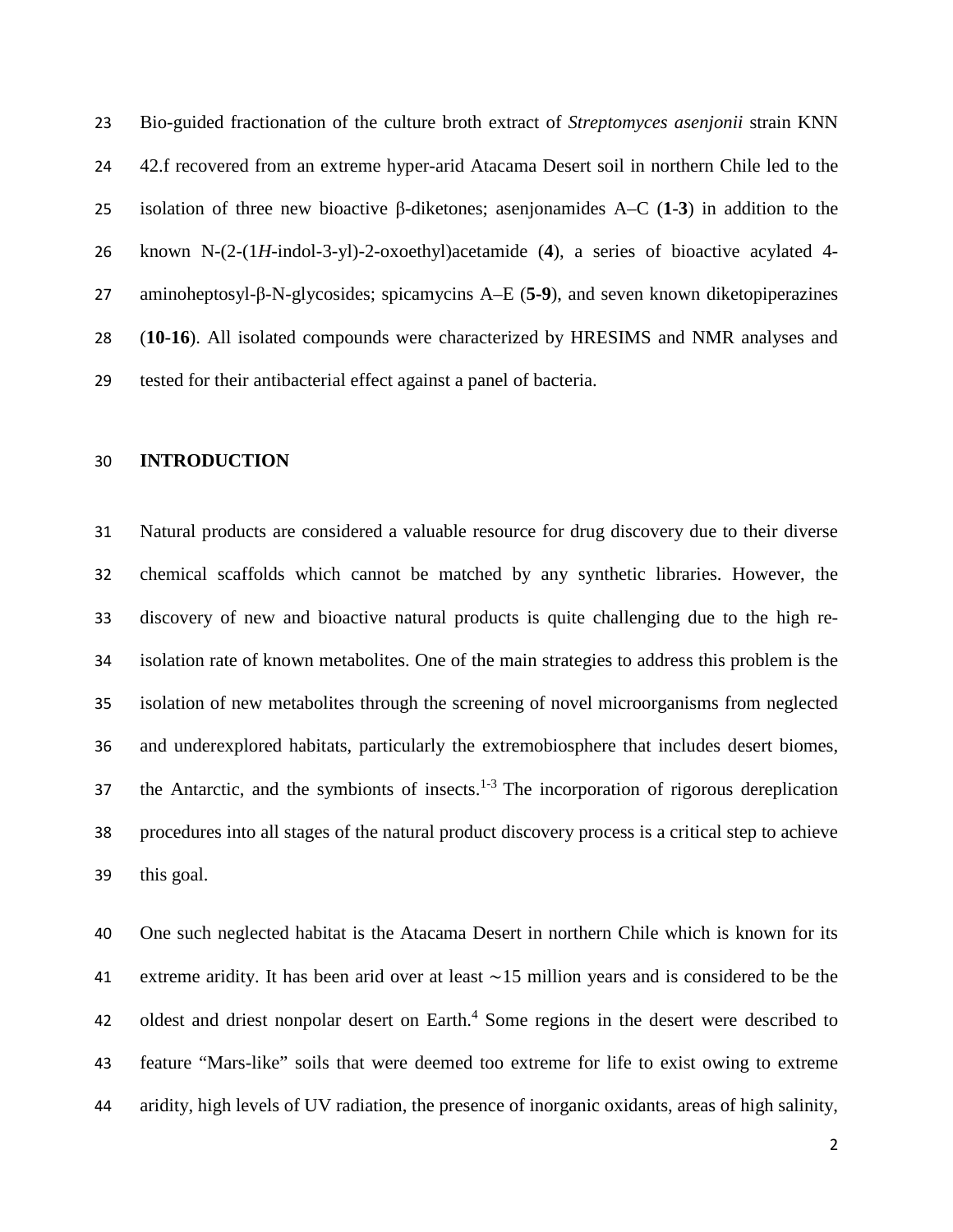Bio-guided fractionation of the culture broth extract of *Streptomyces asenjonii* strain KNN 42.f recovered from an extreme hyper-arid Atacama Desert soil in northern Chile led to the isolation of three new bioactive β-diketones; asenjonamides A–C (**1**-**3**) in addition to the known N-(2-(1*H*-indol-3-yl)-2-oxoethyl)acetamide (**4**), a series of bioactive acylated 4-aminoheptosyl-β-N-glycosides; spicamycins A–E (**5**-**9**), and seven known diketopiperazines (**10**-**16**). All isolated compounds were characterized by HRESIMS and NMR analyses and tested for their antibacterial effect against a panel of bacteria.

## INTRODUCTION

Natural products are considered a valuable resource for drug discovery due to their diverse chemical scaffolds which cannot be matched by any synthetic libraries. However, the discovery of new and bioactive natural products is quite challenging due to the high re-isolation rate of known metabolites. One of the main strategies to address this problem is the isolation of new metabolites through the screening of novel microorganisms from neglected and underexplored habitats, particularly the extremobiosphere that includes desert biomes, the Antarctic, and the symbionts of insects.[1-3] The incorporation of rigorous dereplication procedures into all stages of the natural product discovery process is a critical step to achieve this goal.

One such neglected habitat is the Atacama Desert in northern Chile which is known for its extreme aridity. It has been arid over at least ∼15 million years and is considered to be the oldest and driest nonpolar desert on Earth.[4] Some regions in the desert were described to feature "Mars-like" soils that were deemed too extreme for life to exist owing to extreme aridity, high levels of UV radiation, the presence of inorganic oxidants, areas of high salinity,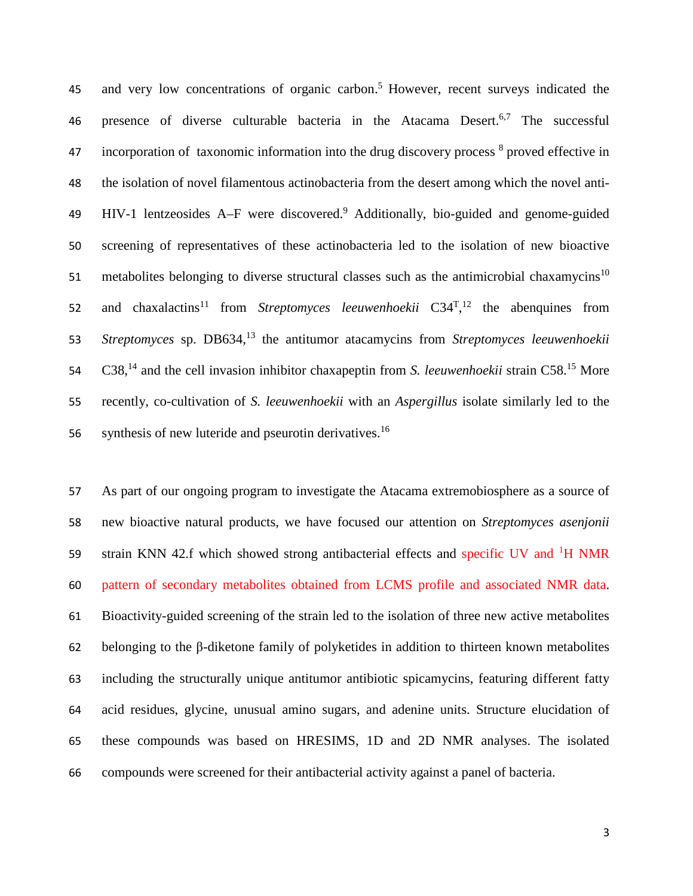and very low concentrations of organic carbon.[5] However, recent surveys indicated the presence of diverse culturable bacteria in the Atacama Desert.[6,7] The successful incorporation of taxonomic information into the drug discovery process [8] proved effective in the isolation of novel filamentous actinobacteria from the desert among which the novel anti-HIV-1 lentzeosides A–F were discovered.[9] Additionally, bio-guided and genome-guided screening of representatives of these actinobacteria led to the isolation of new bioactive metabolites belonging to diverse structural classes such as the antimicrobial chaxamycins[10] and chaxalactins[11] from *Streptomyces leeuwenhoekii* C34[T],[12] the abenquines from *Streptomyces* sp. DB634,[13] the antitumor atacamycins from *Streptomyces leeuwenhoekii* C38,[14] and the cell invasion inhibitor chaxapeptin from *S. leeuwenhoekii* strain C58.[15] More recently, co-cultivation of *S. leeuwenhoekii* with an *Aspergillus* isolate similarly led to the synthesis of new luteride and pseurotin derivatives.[16]

As part of our ongoing program to investigate the Atacama extremobiosphere as a source of new bioactive natural products, we have focused our attention on *Streptomyces asenjonii* strain KNN 42.f which showed strong antibacterial effects and specific UV and $^{1}$H NMR pattern of secondary metabolites obtained from LCMS profile and associated NMR data. Bioactivity-guided screening of the strain led to the isolation of three new active metabolites belonging to the β-diketone family of polyketides in addition to thirteen known metabolites including the structurally unique antitumor antibiotic spicamycins, featuring different fatty acid residues, glycine, unusual amino sugars, and adenine units. Structure elucidation of these compounds was based on HRESIMS, 1D and 2D NMR analyses. The isolated compounds were screened for their antibacterial activity against a panel of bacteria.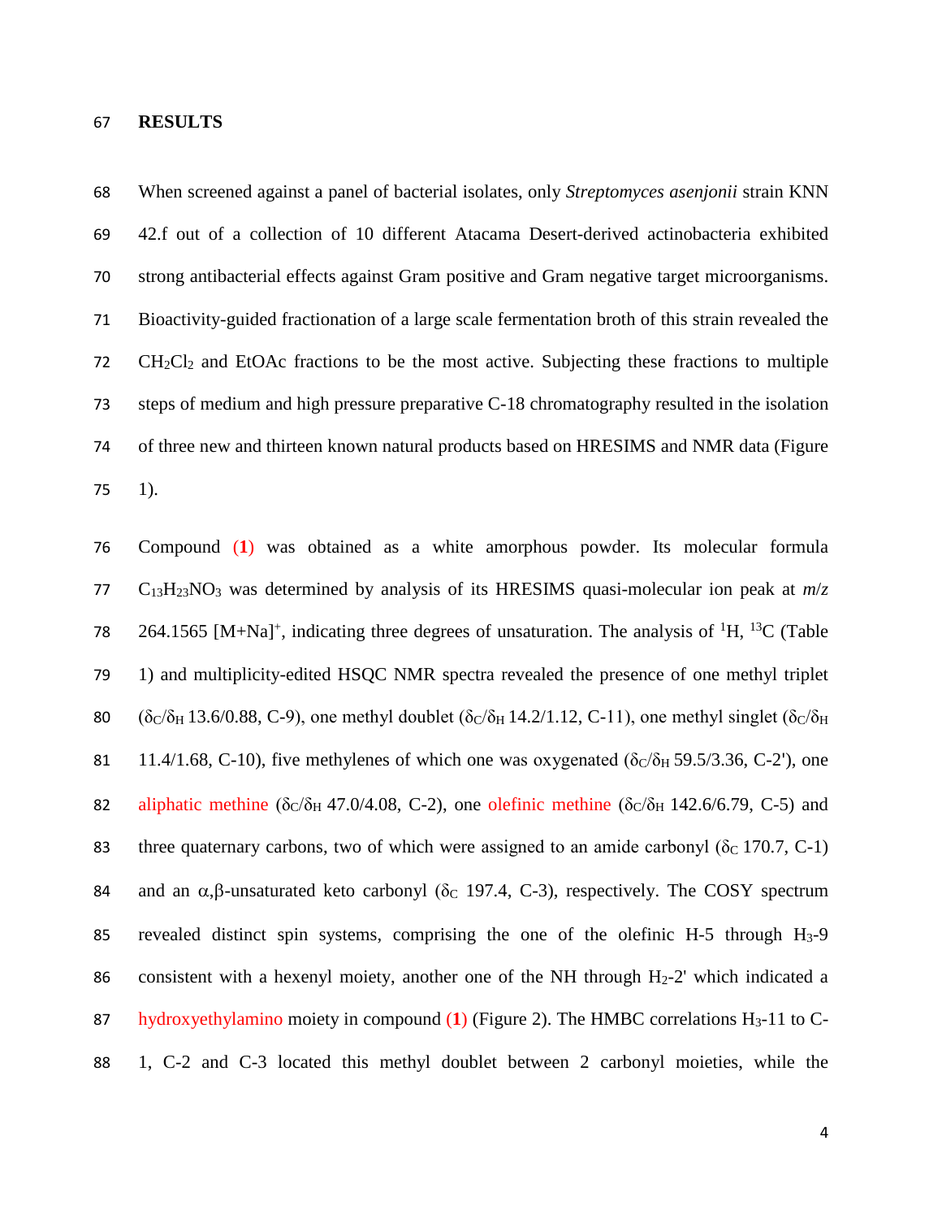## RESULTS

When screened against a panel of bacterial isolates, only *Streptomyces asenjonii* strain KNN 42.f out of a collection of 10 different Atacama Desert-derived actinobacteria exhibited strong antibacterial effects against Gram positive and Gram negative target microorganisms. Bioactivity-guided fractionation of a large scale fermentation broth of this strain revealed the $CH_2Cl_2$ and EtOAc fractions to be the most active. Subjecting these fractions to multiple steps of medium and high pressure preparative C-18 chromatography resulted in the isolation of three new and thirteen known natural products based on HRESIMS and NMR data (Figure 1).

Compound (**1**) was obtained as a white amorphous powder. Its molecular formula $C_{13}H_{23}NO_3$ was determined by analysis of its HRESIMS quasi-molecular ion peak at *m*/*z* 264.1565 $[M+Na]^+$, indicating three degrees of unsaturation. The analysis of $^1H$, $^{13}C$ (Table 1) and multiplicity-edited HSQC NMR spectra revealed the presence of one methyl triplet ($\delta_C/\delta_H$ 13.6/0.88, C-9), one methyl doublet ($\delta_C/\delta_H$ 14.2/1.12, C-11), one methyl singlet ($\delta_C/\delta_H$ 11.4/1.68, C-10), five methylenes of which one was oxygenated ($\delta_C/\delta_H$ 59.5/3.36, C-2'), one aliphatic methine ($\delta_C/\delta_H$ 47.0/4.08, C-2), one olefinic methine ($\delta_C/\delta_H$ 142.6/6.79, C-5) and three quaternary carbons, two of which were assigned to an amide carbonyl ($\delta_C$ 170.7, C-1) and an $\alpha,\beta$-unsaturated keto carbonyl ($\delta_C$ 197.4, C-3), respectively. The COSY spectrum revealed distinct spin systems, comprising the one of the olefinic H-5 through $H_3$-9 consistent with a hexenyl moiety, another one of the NH through $H_2$-2' which indicated a hydroxyethylamino moiety in compound (**1**) (Figure 2). The HMBC correlations $H_3$-11 to C-1, C-2 and C-3 located this methyl doublet between 2 carbonyl moieties, while the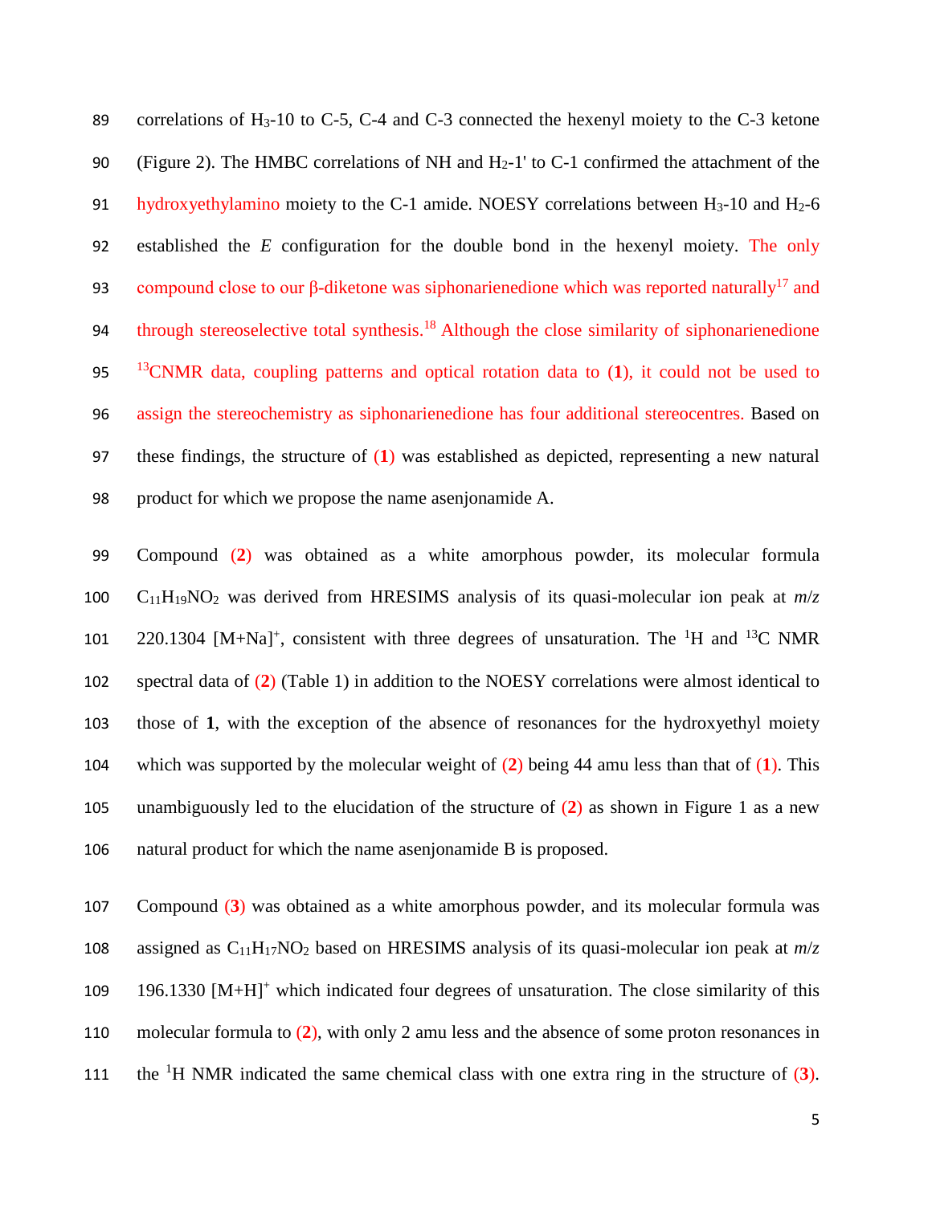correlations of $H_3$-10 to C-5, C-4 and C-3 connected the hexenyl moiety to the C-3 ketone (Figure 2). The HMBC correlations of NH and $H_2$-1' to C-1 confirmed the attachment of the hydroxyethylamino moiety to the C-1 amide. NOESY correlations between $H_3$-10 and $H_2$-6 established the *E* configuration for the double bond in the hexenyl moiety. The only compound close to our β-diketone was siphonarienedione which was reported naturally[17] and through stereoselective total synthesis.[18] Although the close similarity of siphonarienedione $^{13}$CNMR data, coupling patterns and optical rotation data to (**1**), it could not be used to assign the stereochemistry as siphonarienedione has four additional stereocentres. Based on these findings, the structure of (**1**) was established as depicted, representing a new natural product for which we propose the name asenjonamide A.

Compound (**2**) was obtained as a white amorphous powder, its molecular formula $C_{11}H_{19}NO_2$ was derived from HRESIMS analysis of its quasi-molecular ion peak at *m*/*z* 220.1304 $[M+Na]^+$, consistent with three degrees of unsaturation. The $^1$H and $^{13}$C NMR spectral data of (**2**) (Table 1) in addition to the NOESY correlations were almost identical to those of **1**, with the exception of the absence of resonances for the hydroxyethyl moiety which was supported by the molecular weight of (**2**) being 44 amu less than that of (**1**). This unambiguously led to the elucidation of the structure of (**2**) as shown in Figure 1 as a new natural product for which the name asenjonamide B is proposed.

Compound (**3**) was obtained as a white amorphous powder, and its molecular formula was assigned as $C_{11}H_{17}NO_2$ based on HRESIMS analysis of its quasi-molecular ion peak at *m*/*z* 196.1330 $[M+H]^+$ which indicated four degrees of unsaturation. The close similarity of this molecular formula to (**2**), with only 2 amu less and the absence of some proton resonances in the $^1$H NMR indicated the same chemical class with one extra ring in the structure of (**3**).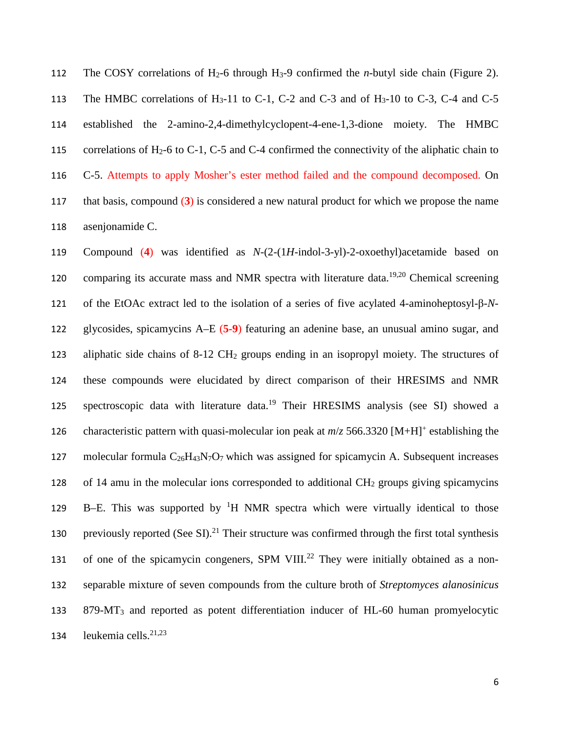The COSY correlations of $H_2$-6 through $H_3$-9 confirmed the *n*-butyl side chain (Figure 2). The HMBC correlations of $H_3$-11 to C-1, C-2 and C-3 and of $H_3$-10 to C-3, C-4 and C-5 established the 2-amino-2,4-dimethylcyclopent-4-ene-1,3-dione moiety. The HMBC correlations of $H_2$-6 to C-1, C-5 and C-4 confirmed the connectivity of the aliphatic chain to C-5. Attempts to apply Mosher's ester method failed and the compound decomposed. On that basis, compound (**3**) is considered a new natural product for which we propose the name asenjonamide C.

Compound (**4**) was identified as *N*-(2-(1*H*-indol-3-yl)-2-oxoethyl)acetamide based on comparing its accurate mass and NMR spectra with literature data.[19,20] Chemical screening of the EtOAc extract led to the isolation of a series of five acylated 4-aminoheptosyl-β-*N*-glycosides, spicamycins A–E (**5-9**) featuring an adenine base, an unusual amino sugar, and aliphatic side chains of 8-12 $CH_2$ groups ending in an isopropyl moiety. The structures of these compounds were elucidated by direct comparison of their HRESIMS and NMR spectroscopic data with literature data.[19] Their HRESIMS analysis (see SI) showed a characteristic pattern with quasi-molecular ion peak at *m/z* 566.3320 $[M+H]^+$ establishing the molecular formula $C_{26}H_{43}N_7O_7$ which was assigned for spicamycin A. Subsequent increases of 14 amu in the molecular ions corresponded to additional $CH_2$ groups giving spicamycins B–E. This was supported by $^1H$ NMR spectra which were virtually identical to those previously reported (See SI).[21] Their structure was confirmed through the first total synthesis of one of the spicamycin congeners, SPM VIII.[22] They were initially obtained as a non-separable mixture of seven compounds from the culture broth of *Streptomyces alanosinicus* 879-$MT_3$ and reported as potent differentiation inducer of HL-60 human promyelocytic leukemia cells.[21,23]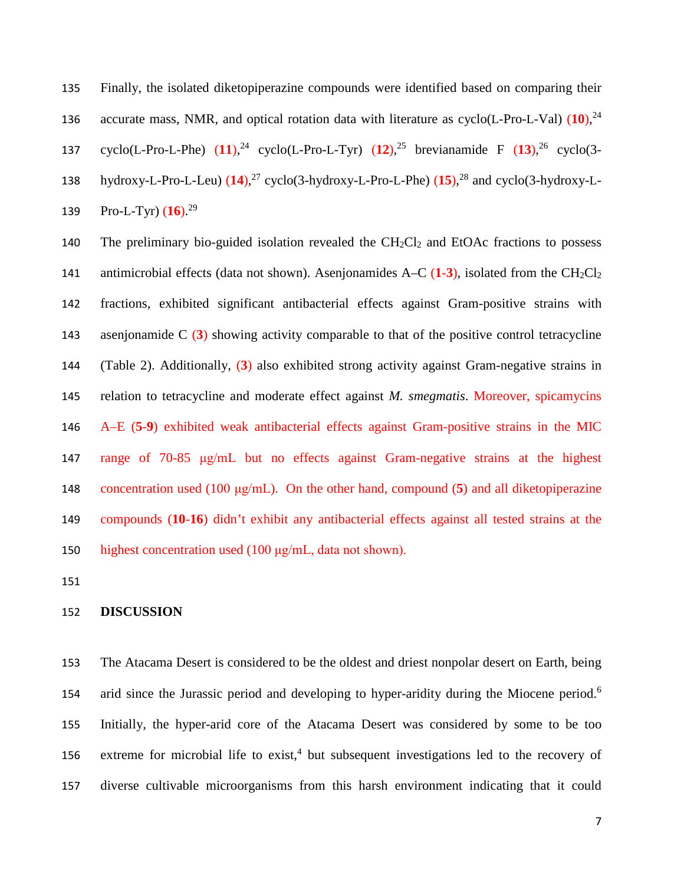Finally, the isolated diketopiperazine compounds were identified based on comparing their accurate mass, NMR, and optical rotation data with literature as cyclo(L-Pro-L-Val) (**10**),[24] cyclo(L-Pro-L-Phe) (**11**),[24] cyclo(L-Pro-L-Tyr) (**12**),[25] brevianamide F (**13**),[26] cyclo(3-hydroxy-L-Pro-L-Leu) (**14**),[27] cyclo(3-hydroxy-L-Pro-L-Phe) (**15**),[28] and cyclo(3-hydroxy-L-Pro-L-Tyr) (**16**).[29]

The preliminary bio-guided isolation revealed the $CH_2Cl_2$ and EtOAc fractions to possess antimicrobial effects (data not shown). Asenjonamides A–C (**1-3**), isolated from the $CH_2Cl_2$ fractions, exhibited significant antibacterial effects against Gram-positive strains with asenjonamide C (**3**) showing activity comparable to that of the positive control tetracycline (Table 2). Additionally, (**3**) also exhibited strong activity against Gram-negative strains in relation to tetracycline and moderate effect against *M. smegmatis*. Moreover, spicamycins A–E (**5-9**) exhibited weak antibacterial effects against Gram-positive strains in the MIC range of 70-85 μg/mL but no effects against Gram-negative strains at the highest concentration used (100 μg/mL). On the other hand, compound (**5**) and all diketopiperazine compounds (**10**-**16**) didn't exhibit any antibacterial effects against all tested strains at the highest concentration used (100 μg/mL, data not shown).

## DISCUSSION

The Atacama Desert is considered to be the oldest and driest nonpolar desert on Earth, being arid since the Jurassic period and developing to hyper-aridity during the Miocene period.[6] Initially, the hyper-arid core of the Atacama Desert was considered by some to be too extreme for microbial life to exist,[4] but subsequent investigations led to the recovery of diverse cultivable microorganisms from this harsh environment indicating that it could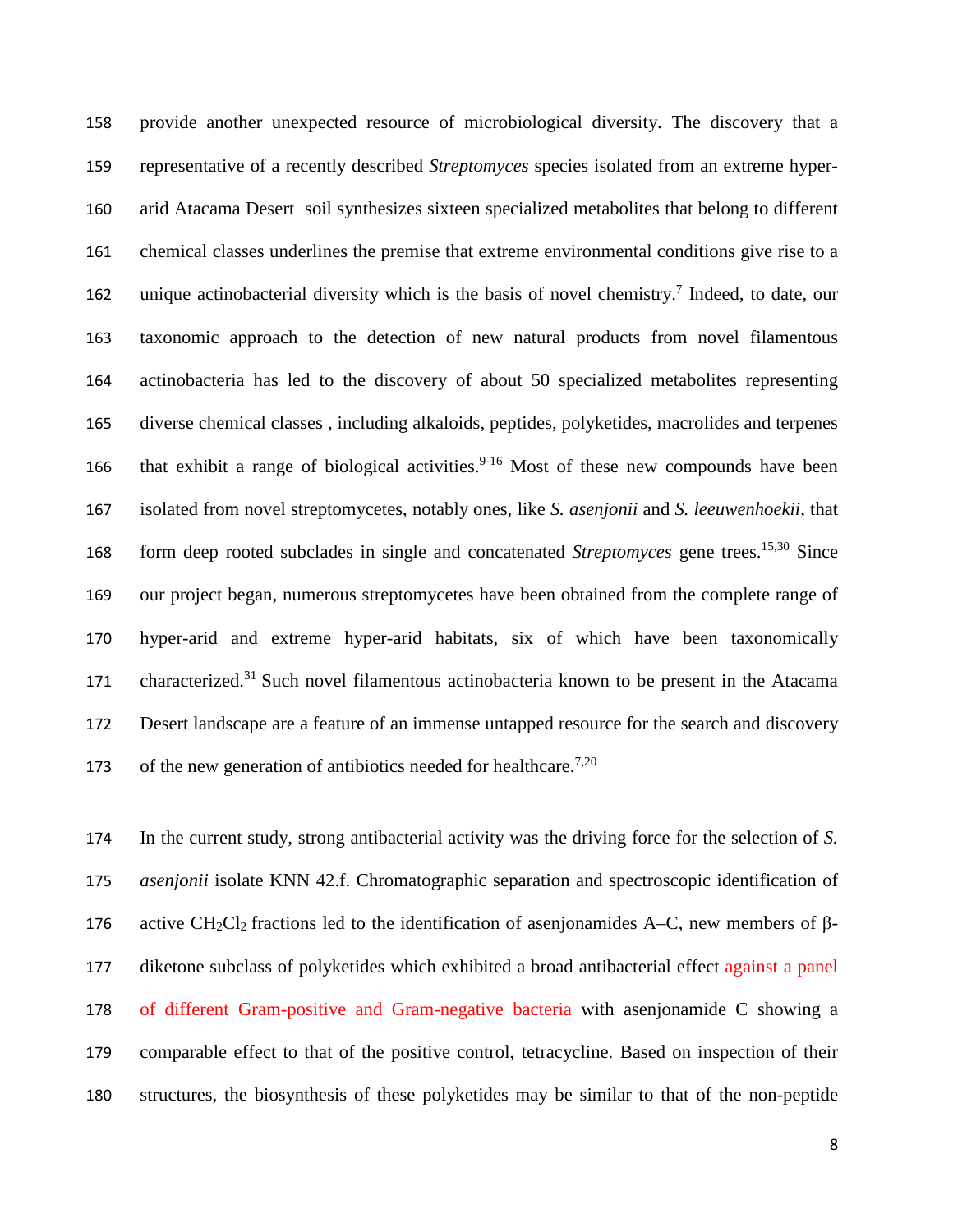provide another unexpected resource of microbiological diversity. The discovery that a representative of a recently described *Streptomyces* species isolated from an extreme hyper-arid Atacama Desert soil synthesizes sixteen specialized metabolites that belong to different chemical classes underlines the premise that extreme environmental conditions give rise to a unique actinobacterial diversity which is the basis of novel chemistry.[7] Indeed, to date, our taxonomic approach to the detection of new natural products from novel filamentous actinobacteria has led to the discovery of about 50 specialized metabolites representing diverse chemical classes , including alkaloids, peptides, polyketides, macrolides and terpenes that exhibit a range of biological activities.[9-16] Most of these new compounds have been isolated from novel streptomycetes, notably ones, like *S. asenjonii* and *S. leeuwenhoekii*, that form deep rooted subclades in single and concatenated *Streptomyces* gene trees.[15,30] Since our project began, numerous streptomycetes have been obtained from the complete range of hyper-arid and extreme hyper-arid habitats, six of which have been taxonomically characterized.[31] Such novel filamentous actinobacteria known to be present in the Atacama Desert landscape are a feature of an immense untapped resource for the search and discovery of the new generation of antibiotics needed for healthcare.[7,20]

In the current study, strong antibacterial activity was the driving force for the selection of *S. asenjonii* isolate KNN 42.f. Chromatographic separation and spectroscopic identification of active $CH_2Cl_2$ fractions led to the identification of asenjonamides A–C, new members of β-diketone subclass of polyketides which exhibited a broad antibacterial effect against a panel of different Gram-positive and Gram-negative bacteria with asenjonamide C showing a comparable effect to that of the positive control, tetracycline. Based on inspection of their structures, the biosynthesis of these polyketides may be similar to that of the non-peptide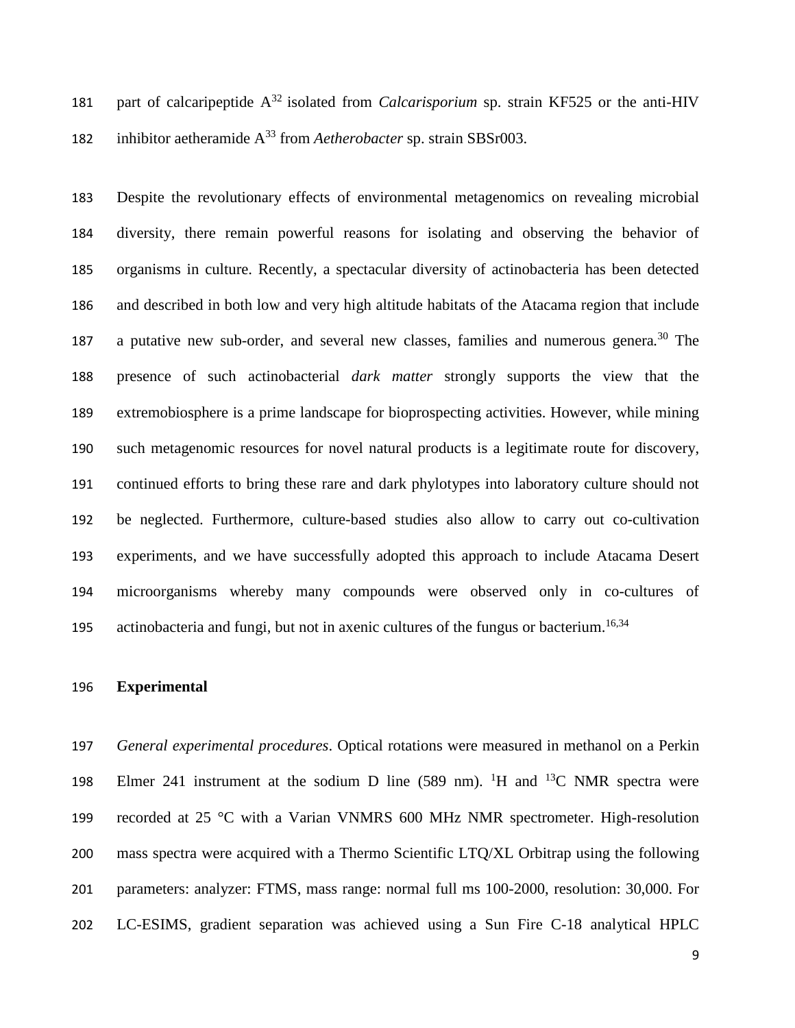part of calcaripeptide A[32] isolated from *Calcarisporium* sp. strain KF525 or the anti-HIV inhibitor aetheramide A[33] from *Aetherobacter* sp. strain SBSr003.

Despite the revolutionary effects of environmental metagenomics on revealing microbial diversity, there remain powerful reasons for isolating and observing the behavior of organisms in culture. Recently, a spectacular diversity of actinobacteria has been detected and described in both low and very high altitude habitats of the Atacama region that include a putative new sub-order, and several new classes, families and numerous genera.[30] The presence of such actinobacterial *dark matter* strongly supports the view that the extremobiosphere is a prime landscape for bioprospecting activities. However, while mining such metagenomic resources for novel natural products is a legitimate route for discovery, continued efforts to bring these rare and dark phylotypes into laboratory culture should not be neglected. Furthermore, culture-based studies also allow to carry out co-cultivation experiments, and we have successfully adopted this approach to include Atacama Desert microorganisms whereby many compounds were observed only in co-cultures of actinobacteria and fungi, but not in axenic cultures of the fungus or bacterium.[16,34]

## Experimental

*General experimental procedures*. Optical rotations were measured in methanol on a Perkin Elmer 241 instrument at the sodium D line (589 nm). $^{1}H$ and $^{13}C$ NMR spectra were recorded at 25 °C with a Varian VNMRS 600 MHz NMR spectrometer. High-resolution mass spectra were acquired with a Thermo Scientific LTQ/XL Orbitrap using the following parameters: analyzer: FTMS, mass range: normal full ms 100-2000, resolution: 30,000. For LC-ESIMS, gradient separation was achieved using a Sun Fire C-18 analytical HPLC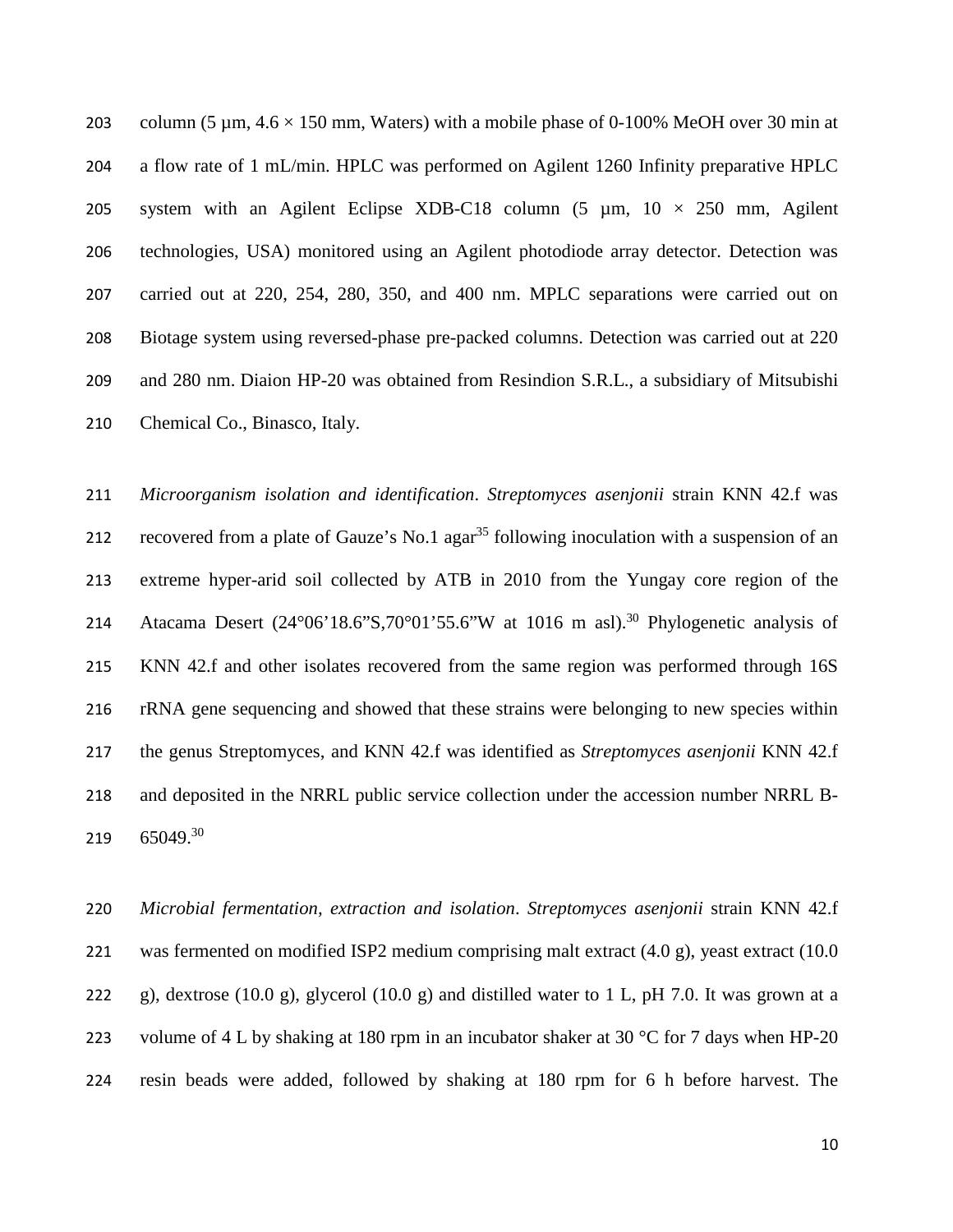column (5 µm, 4.6 × 150 mm, Waters) with a mobile phase of 0-100% MeOH over 30 min at a flow rate of 1 mL/min. HPLC was performed on Agilent 1260 Infinity preparative HPLC system with an Agilent Eclipse XDB-C18 column (5 µm, 10 × 250 mm, Agilent technologies, USA) monitored using an Agilent photodiode array detector. Detection was carried out at 220, 254, 280, 350, and 400 nm. MPLC separations were carried out on Biotage system using reversed-phase pre-packed columns. Detection was carried out at 220 and 280 nm. Diaion HP-20 was obtained from Resindion S.R.L., a subsidiary of Mitsubishi Chemical Co., Binasco, Italy.

*Microorganism isolation and identification*. *Streptomyces asenjonii* strain KNN 42.f was recovered from a plate of Gauze's No.1 agar[35] following inoculation with a suspension of an extreme hyper-arid soil collected by ATB in 2010 from the Yungay core region of the Atacama Desert (24°06'18.6"S,70°01'55.6"W at 1016 m asl).[30] Phylogenetic analysis of KNN 42.f and other isolates recovered from the same region was performed through 16S rRNA gene sequencing and showed that these strains were belonging to new species within the genus Streptomyces, and KNN 42.f was identified as *Streptomyces asenjonii* KNN 42.f and deposited in the NRRL public service collection under the accession number NRRL B-65049.[30]

*Microbial fermentation, extraction and isolation*. *Streptomyces asenjonii* strain KNN 42.f was fermented on modified ISP2 medium comprising malt extract (4.0 g), yeast extract (10.0 g), dextrose (10.0 g), glycerol (10.0 g) and distilled water to 1 L, pH 7.0. It was grown at a volume of 4 L by shaking at 180 rpm in an incubator shaker at 30 °C for 7 days when HP-20 resin beads were added, followed by shaking at 180 rpm for 6 h before harvest. The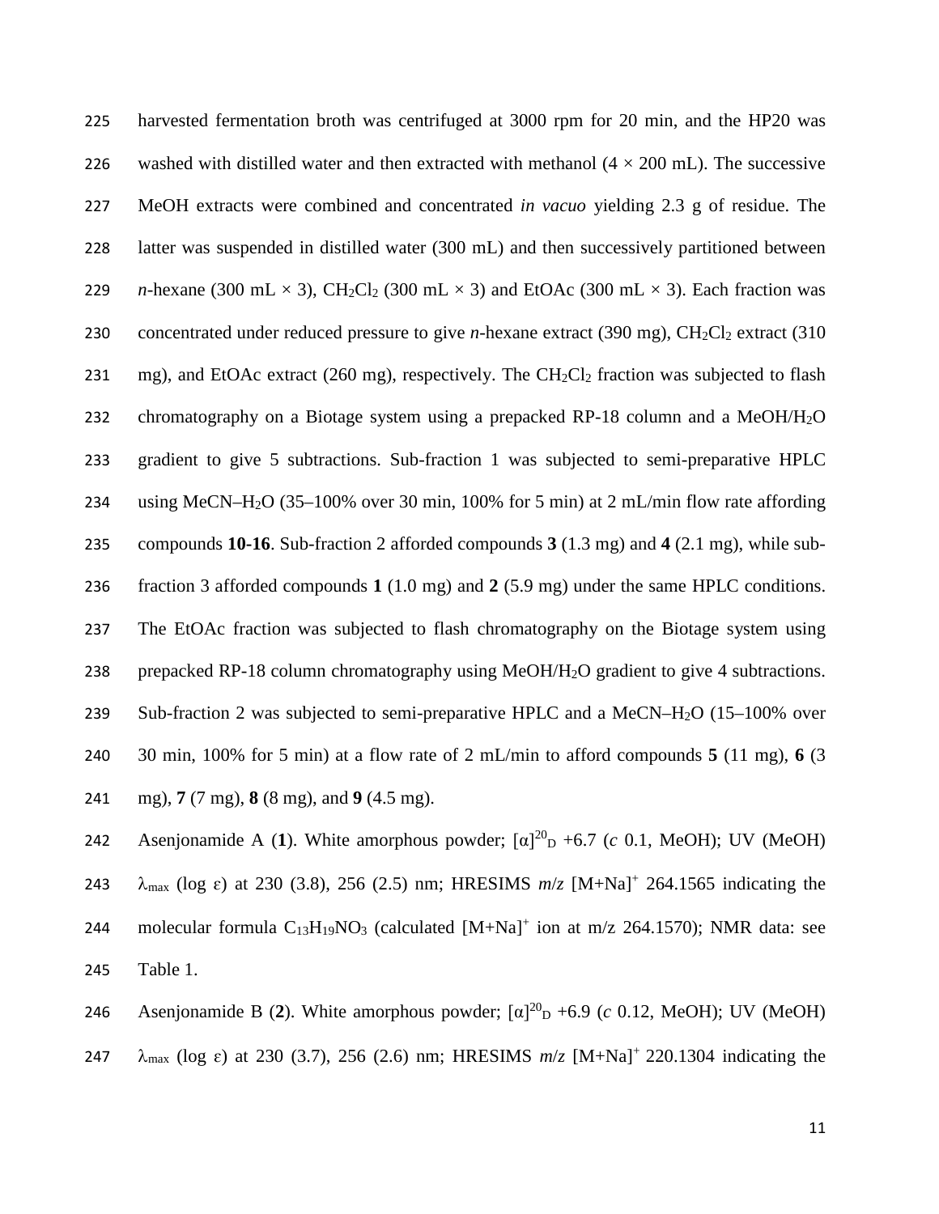harvested fermentation broth was centrifuged at 3000 rpm for 20 min, and the HP20 was washed with distilled water and then extracted with methanol (4 × 200 mL). The successive MeOH extracts were combined and concentrated *in vacuo* yielding 2.3 g of residue. The latter was suspended in distilled water (300 mL) and then successively partitioned between *n*-hexane (300 mL × 3), $CH_2Cl_2$ (300 mL × 3) and EtOAc (300 mL × 3). Each fraction was concentrated under reduced pressure to give *n*-hexane extract (390 mg), $CH_2Cl_2$ extract (310 mg), and EtOAc extract (260 mg), respectively. The $CH_2Cl_2$ fraction was subjected to flash chromatography on a Biotage system using a prepacked RP-18 column and a MeOH/$H_2O$ gradient to give 5 subtractions. Sub-fraction 1 was subjected to semi-preparative HPLC using MeCN–$H_2O$ (35–100% over 30 min, 100% for 5 min) at 2 mL/min flow rate affording compounds **10**-**16**. Sub-fraction 2 afforded compounds **3** (1.3 mg) and **4** (2.1 mg), while sub-fraction 3 afforded compounds **1** (1.0 mg) and **2** (5.9 mg) under the same HPLC conditions. The EtOAc fraction was subjected to flash chromatography on the Biotage system using prepacked RP-18 column chromatography using MeOH/$H_2O$ gradient to give 4 subtractions. Sub-fraction 2 was subjected to semi-preparative HPLC and a MeCN–$H_2O$ (15–100% over 30 min, 100% for 5 min) at a flow rate of 2 mL/min to afford compounds **5** (11 mg), **6** (3 mg), **7** (7 mg), **8** (8 mg), and **9** (4.5 mg).

Asenjonamide A (**1**). White amorphous powder; $[\alpha]^{20}_{D}$ +6.7 (*c* 0.1, MeOH); UV (MeOH) $\lambda_{max}$ (log ε) at 230 (3.8), 256 (2.5) nm; HRESIMS *m*/*z* $[M+Na]^+$ 264.1565 indicating the molecular formula $C_{13}H_{19}NO_3$ (calculated $[M+Na]^+$ ion at m/z 264.1570); NMR data: see Table 1.

Asenjonamide B (**2**). White amorphous powder; $[\alpha]^{20}_{D}$ +6.9 (*c* 0.12, MeOH); UV (MeOH) $\lambda_{max}$ (log ε) at 230 (3.7), 256 (2.6) nm; HRESIMS *m*/*z* $[M+Na]^+$ 220.1304 indicating the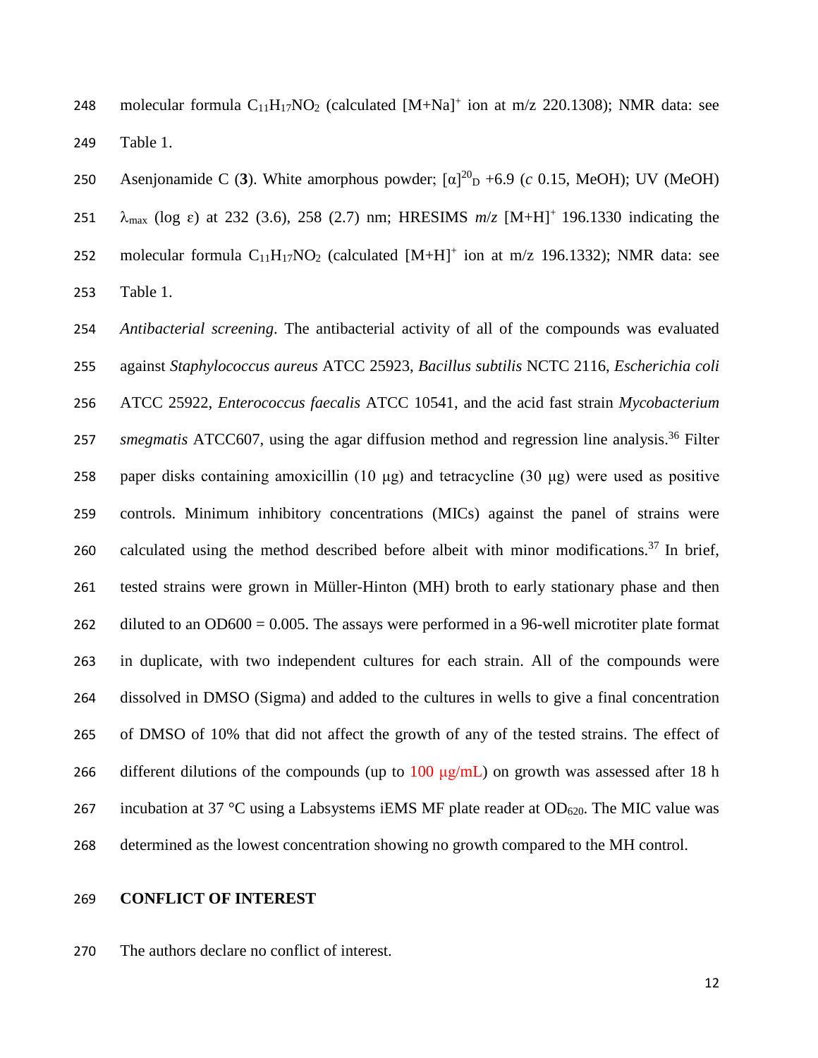molecular formula $C_{11}H_{17}NO_2$ (calculated $[M+Na]^+$ ion at m/z 220.1308); NMR data: see Table 1.

Asenjonamide C (**3**). White amorphous powder; $[\alpha]^{20}_{D}$ +6.9 (*c* 0.15, MeOH); UV (MeOH) $\lambda_{max}$ (log $\varepsilon$) at 232 (3.6), 258 (2.7) nm; HRESIMS *m/z* $[M+H]^+$ 196.1330 indicating the molecular formula $C_{11}H_{17}NO_2$ (calculated $[M+H]^+$ ion at m/z 196.1332); NMR data: see Table 1.

*Antibacterial screening*. The antibacterial activity of all of the compounds was evaluated against *Staphylococcus aureus* ATCC 25923, *Bacillus subtilis* NCTC 2116, *Escherichia coli* ATCC 25922, *Enterococcus faecalis* ATCC 10541, and the acid fast strain *Mycobacterium smegmatis* ATCC607, using the agar diffusion method and regression line analysis.[36] Filter paper disks containing amoxicillin (10 μg) and tetracycline (30 μg) were used as positive controls. Minimum inhibitory concentrations (MICs) against the panel of strains were calculated using the method described before albeit with minor modifications.[37] In brief, tested strains were grown in Müller-Hinton (MH) broth to early stationary phase and then diluted to an OD600 = 0.005. The assays were performed in a 96-well microtiter plate format in duplicate, with two independent cultures for each strain. All of the compounds were dissolved in DMSO (Sigma) and added to the cultures in wells to give a final concentration of DMSO of 10% that did not affect the growth of any of the tested strains. The effect of different dilutions of the compounds (up to 100 μg/mL) on growth was assessed after 18 h incubation at 37 °C using a Labsystems iEMS MF plate reader at $OD_{620}$. The MIC value was determined as the lowest concentration showing no growth compared to the MH control.

## CONFLICT OF INTEREST

The authors declare no conflict of interest.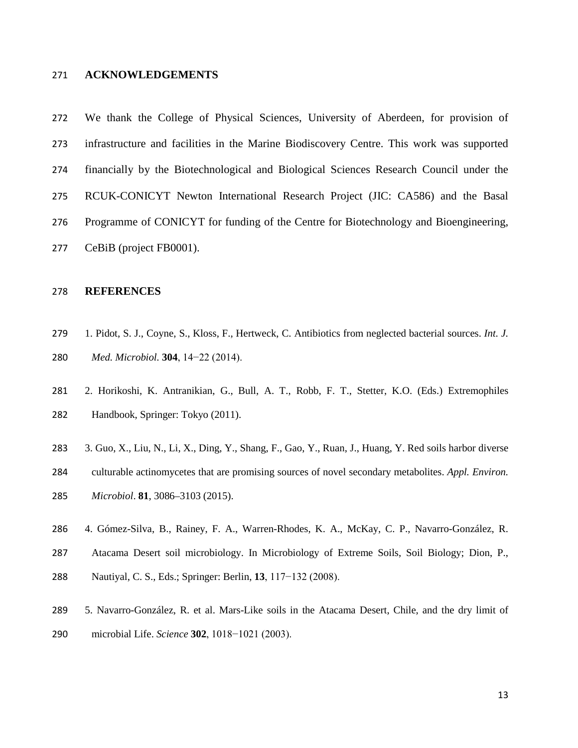## ACKNOWLEDGEMENTS

We thank the College of Physical Sciences, University of Aberdeen, for provision of infrastructure and facilities in the Marine Biodiscovery Centre. This work was supported financially by the Biotechnological and Biological Sciences Research Council under the RCUK-CONICYT Newton International Research Project (JIC: CA586) and the Basal Programme of CONICYT for funding of the Centre for Biotechnology and Bioengineering, CeBiB (project FB0001).

## REFERENCES

1. Pidot, S. J., Coyne, S., Kloss, F., Hertweck, C. Antibiotics from neglected bacterial sources. *Int. J. Med. Microbiol.* **304**, 14−22 (2014).

2. Horikoshi, K. Antranikian, G., Bull, A. T., Robb, F. T., Stetter, K.O. (Eds.) Extremophiles Handbook, Springer: Tokyo (2011).

3. Guo, X., Liu, N., Li, X., Ding, Y., Shang, F., Gao, Y., Ruan, J., Huang, Y. Red soils harbor diverse culturable actinomycetes that are promising sources of novel secondary metabolites. *Appl. Environ. Microbiol*. **81**, 3086–3103 (2015).

4. Gómez-Silva, B., Rainey, F. A., Warren-Rhodes, K. A., McKay, C. P., Navarro-González, R. Atacama Desert soil microbiology. In Microbiology of Extreme Soils, Soil Biology; Dion, P., Nautiyal, C. S., Eds.; Springer: Berlin, **13**, 117−132 (2008).

5. Navarro-González, R. et al. Mars-Like soils in the Atacama Desert, Chile, and the dry limit of microbial Life. *Science* **302**, 1018−1021 (2003).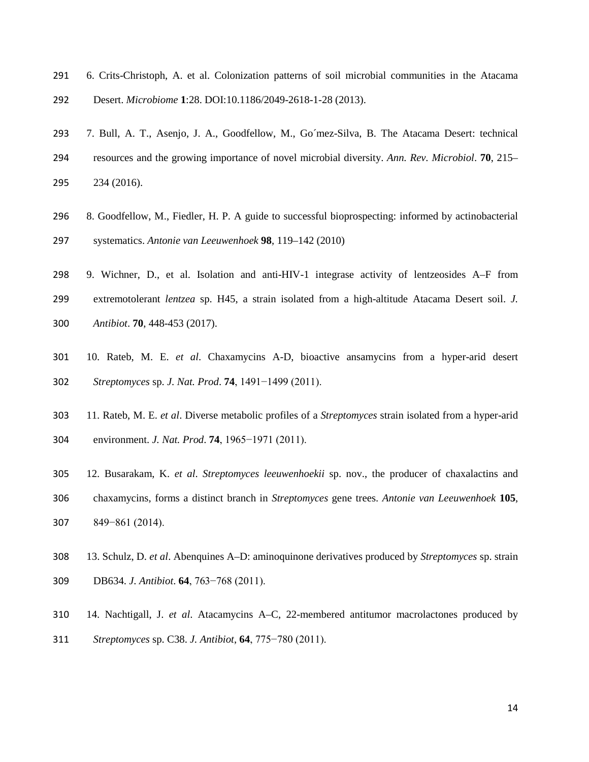6. Crits-Christoph, A. et al. Colonization patterns of soil microbial communities in the Atacama Desert. *Microbiome* **1**:28. DOI:10.1186/2049-2618-1-28 (2013).

7. Bull, A. T., Asenjo, J. A., Goodfellow, M., Go´mez-Silva, B. The Atacama Desert: technical resources and the growing importance of novel microbial diversity. *Ann. Rev. Microbiol*. **70**, 215–234 (2016).

8. Goodfellow, M., Fiedler, H. P. A guide to successful bioprospecting: informed by actinobacterial systematics. *Antonie van Leeuwenhoek* **98**, 119–142 (2010)

9. Wichner, D., et al. Isolation and anti-HIV-1 integrase activity of lentzeosides A–F from extremotolerant *lentzea* sp. H45, a strain isolated from a high-altitude Atacama Desert soil. *J. Antibiot*. **70**, 448-453 (2017).

10. Rateb, M. E. *et al*. Chaxamycins A-D, bioactive ansamycins from a hyper-arid desert *Streptomyces* sp. *J. Nat. Prod*. **74**, 1491−1499 (2011).

11. Rateb, M. E. *et al*. Diverse metabolic profiles of a *Streptomyces* strain isolated from a hyper-arid environment. *J. Nat. Prod*. **74**, 1965−1971 (2011).

12. Busarakam, K. *et al*. *Streptomyces leeuwenhoekii* sp. nov., the producer of chaxalactins and chaxamycins, forms a distinct branch in *Streptomyces* gene trees. *Antonie van Leeuwenhoek* **105**, 849−861 (2014).

13. Schulz, D. *et al*. Abenquines A–D: aminoquinone derivatives produced by *Streptomyces* sp. strain DB634. *J. Antibiot*. **64**, 763−768 (2011).

14. Nachtigall, J. *et al*. Atacamycins A–C, 22-membered antitumor macrolactones produced by *Streptomyces* sp. C38. *J. Antibiot*, **64**, 775−780 (2011).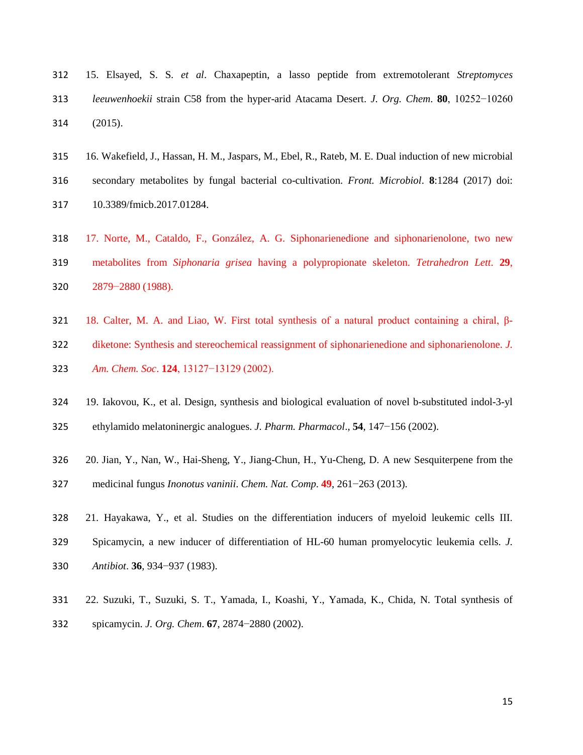15. Elsayed, S. S. *et al*. Chaxapeptin, a lasso peptide from extremotolerant *Streptomyces leeuwenhoekii* strain C58 from the hyper-arid Atacama Desert. *J. Org. Chem*. **80**, 10252−10260 (2015).

16. Wakefield, J., Hassan, H. M., Jaspars, M., Ebel, R., Rateb, M. E. Dual induction of new microbial secondary metabolites by fungal bacterial co-cultivation. *Front. Microbiol*. **8**:1284 (2017) doi: 10.3389/fmicb.2017.01284.

17. Norte, M., Cataldo, F., González, A. G. Siphonarienedione and siphonarienolone, two new metabolites from *Siphonaria grisea* having a polypropionate skeleton. *Tetrahedron Lett*. **29**, 2879−2880 (1988).

18. Calter, M. A. and Liao, W. First total synthesis of a natural product containing a chiral, β-diketone: Synthesis and stereochemical reassignment of siphonarienedione and siphonarienolone. *J. Am. Chem. Soc*. **124**, 13127−13129 (2002).

19. Iakovou, K., et al. Design, synthesis and biological evaluation of novel b-substituted indol-3-yl ethylamido melatoninergic analogues. *J. Pharm. Pharmacol*., **54**, 147−156 (2002).

20. Jian, Y., Nan, W., Hai-Sheng, Y., Jiang-Chun, H., Yu-Cheng, D. A new Sesquiterpene from the medicinal fungus *Inonotus vaninii*. *Chem. Nat. Comp*. **49**, 261−263 (2013).

21. Hayakawa, Y., et al. Studies on the differentiation inducers of myeloid leukemic cells III. Spicamycin, a new inducer of differentiation of HL-60 human promyelocytic leukemia cells. *J. Antibiot*. **36**, 934−937 (1983).

22. Suzuki, T., Suzuki, S. T., Yamada, I., Koashi, Y., Yamada, K., Chida, N. Total synthesis of spicamycin. *J. Org. Chem*. **67**, 2874−2880 (2002).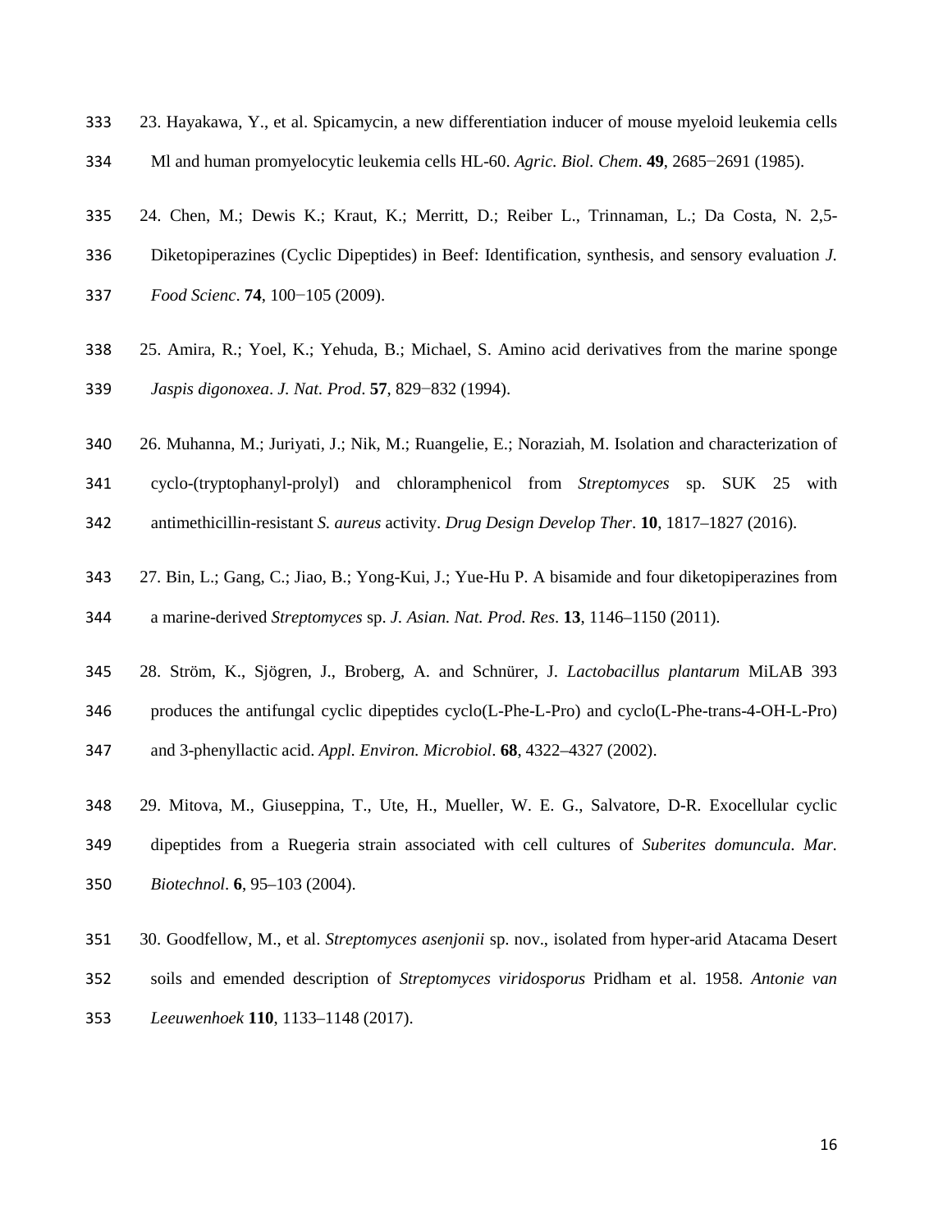23. Hayakawa, Y., et al. Spicamycin, a new differentiation inducer of mouse myeloid leukemia cells Ml and human promyelocytic leukemia cells HL-60. *Agric. Biol. Chem*. **49**, 2685−2691 (1985).

24. Chen, M.; Dewis K.; Kraut, K.; Merritt, D.; Reiber L., Trinnaman, L.; Da Costa, N. 2,5-Diketopiperazines (Cyclic Dipeptides) in Beef: Identification, synthesis, and sensory evaluation *J. Food Scienc*. **74**, 100−105 (2009).

25. Amira, R.; Yoel, K.; Yehuda, B.; Michael, S. Amino acid derivatives from the marine sponge *Jaspis digonoxea*. *J. Nat. Prod*. **57**, 829−832 (1994).

26. Muhanna, M.; Juriyati, J.; Nik, M.; Ruangelie, E.; Noraziah, M. Isolation and characterization of cyclo-(tryptophanyl-prolyl) and chloramphenicol from *Streptomyces* sp. SUK 25 with antimethicillin-resistant *S. aureus* activity. *Drug Design Develop Ther*. **10**, 1817–1827 (2016).

27. Bin, L.; Gang, C.; Jiao, B.; Yong-Kui, J.; Yue-Hu P. A bisamide and four diketopiperazines from a marine-derived *Streptomyces* sp. *J. Asian. Nat. Prod. Res*. **13**, 1146–1150 (2011).

28. Ström, K., Sjögren, J., Broberg, A. and Schnürer, J. *Lactobacillus plantarum* MiLAB 393 produces the antifungal cyclic dipeptides cyclo(L-Phe-L-Pro) and cyclo(L-Phe-trans-4-OH-L-Pro) and 3-phenyllactic acid. *Appl. Environ. Microbiol*. **68**, 4322–4327 (2002).

29. Mitova, M., Giuseppina, T., Ute, H., Mueller, W. E. G., Salvatore, D-R. Exocellular cyclic dipeptides from a Ruegeria strain associated with cell cultures of *Suberites domuncula*. *Mar. Biotechnol*. **6**, 95–103 (2004).

30. Goodfellow, M., et al. *Streptomyces asenjonii* sp. nov., isolated from hyper-arid Atacama Desert soils and emended description of *Streptomyces viridosporus* Pridham et al. 1958. *Antonie van Leeuwenhoek* **110**, 1133–1148 (2017).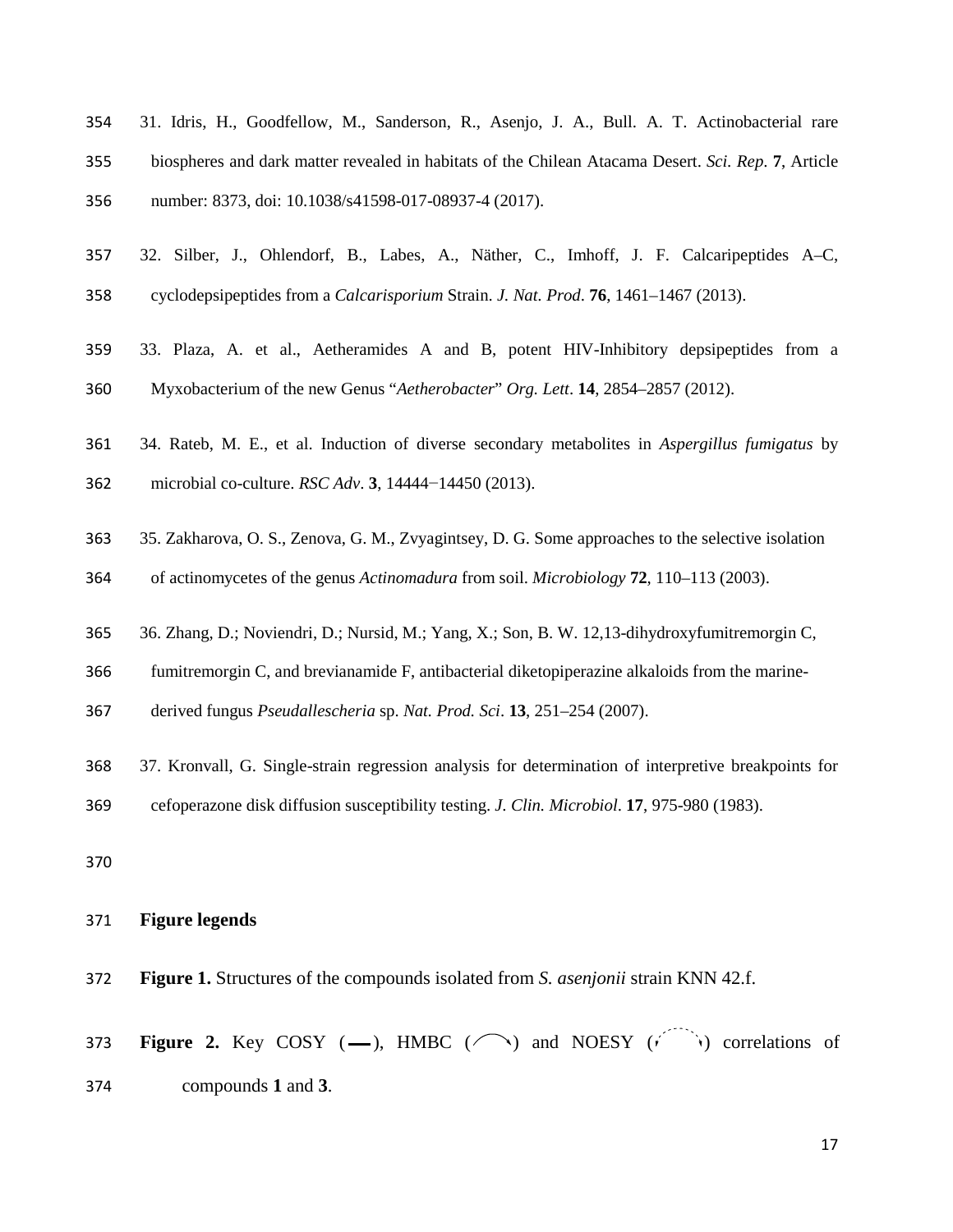31. Idris, H., Goodfellow, M., Sanderson, R., Asenjo, J. A., Bull. A. T. Actinobacterial rare biospheres and dark matter revealed in habitats of the Chilean Atacama Desert. *Sci. Rep*. **7**, Article number: 8373, doi: 10.1038/s41598-017-08937-4 (2017).

32. Silber, J., Ohlendorf, B., Labes, A., Näther, C., Imhoff, J. F. Calcaripeptides A–C, cyclodepsipeptides from a *Calcarisporium* Strain. *J. Nat. Prod*. **76**, 1461–1467 (2013).

33. Plaza, A. et al., Aetheramides A and B, potent HIV-Inhibitory depsipeptides from a Myxobacterium of the new Genus "*Aetherobacter*" *Org. Lett*. **14**, 2854–2857 (2012).

34. Rateb, M. E., et al. Induction of diverse secondary metabolites in *Aspergillus fumigatus* by microbial co-culture. *RSC Adv*. **3**, 14444−14450 (2013).

35. Zakharova, O. S., Zenova, G. M., Zvyagintsey, D. G. Some approaches to the selective isolation of actinomycetes of the genus *Actinomadura* from soil. *Microbiology* **72**, 110–113 (2003).

36. Zhang, D.; Noviendri, D.; Nursid, M.; Yang, X.; Son, B. W. 12,13-dihydroxyfumitremorgin C, fumitremorgin C, and brevianamide F, antibacterial diketopiperazine alkaloids from the marine-derived fungus *Pseudallescheria* sp. *Nat. Prod. Sci*. **13**, 251–254 (2007).

37. Kronvall, G. Single-strain regression analysis for determination of interpretive breakpoints for cefoperazone disk diffusion susceptibility testing. *J. Clin. Microbiol*. **17**, 975-980 (1983).

## Figure legends

**Figure 1.** Structures of the compounds isolated from *S. asenjonii* strain KNN 42.f.

**Figure 2.** Key COSY (—), HMBC (⌒) and NOESY (⌒) correlations of compounds **1** and **3**.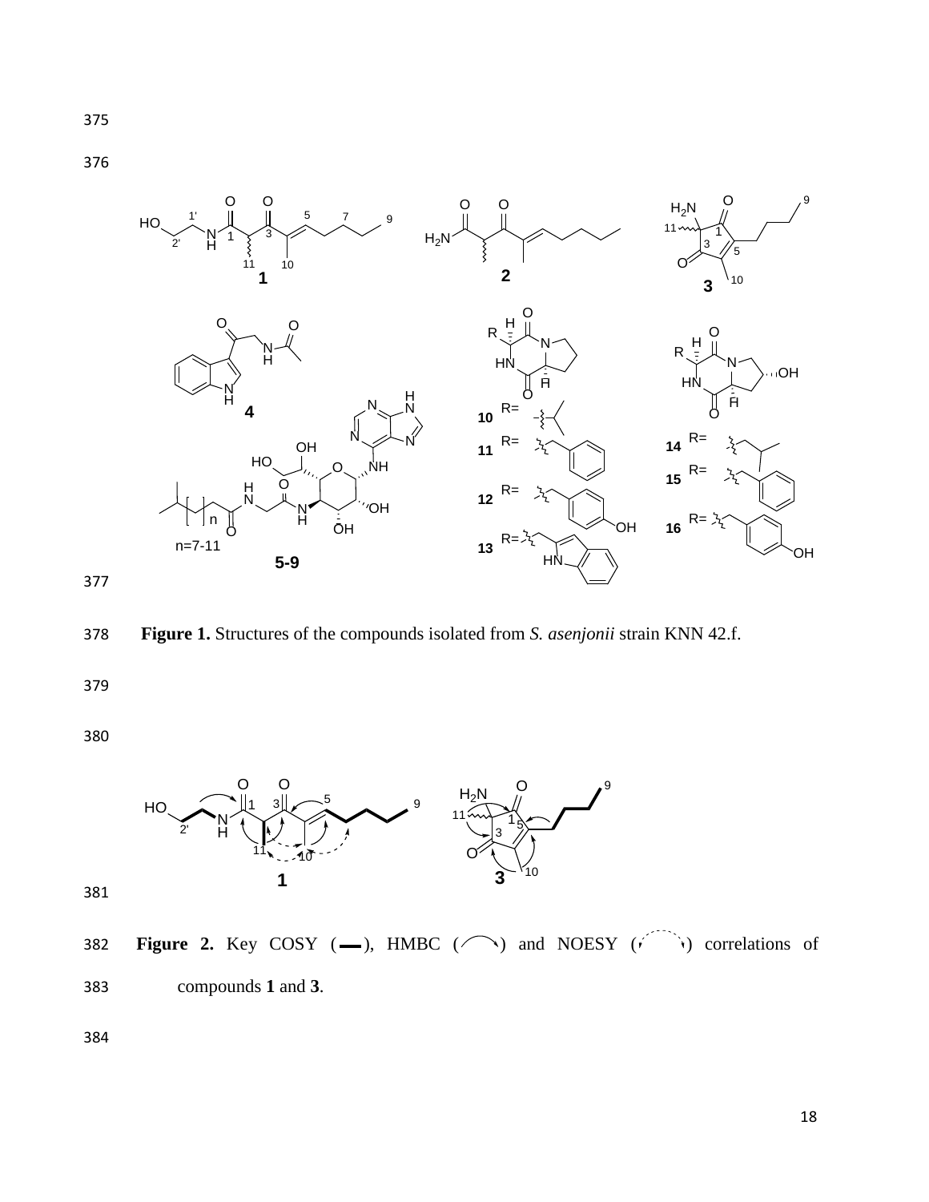**Figure 1.** Structures of the compounds isolated from *S. asenjonii* strain KNN 42.f.

**Figure 2.** Key COSY (▬), HMBC (⌒) and NOESY (⌒, dashed) correlations of compounds **1** and **3**.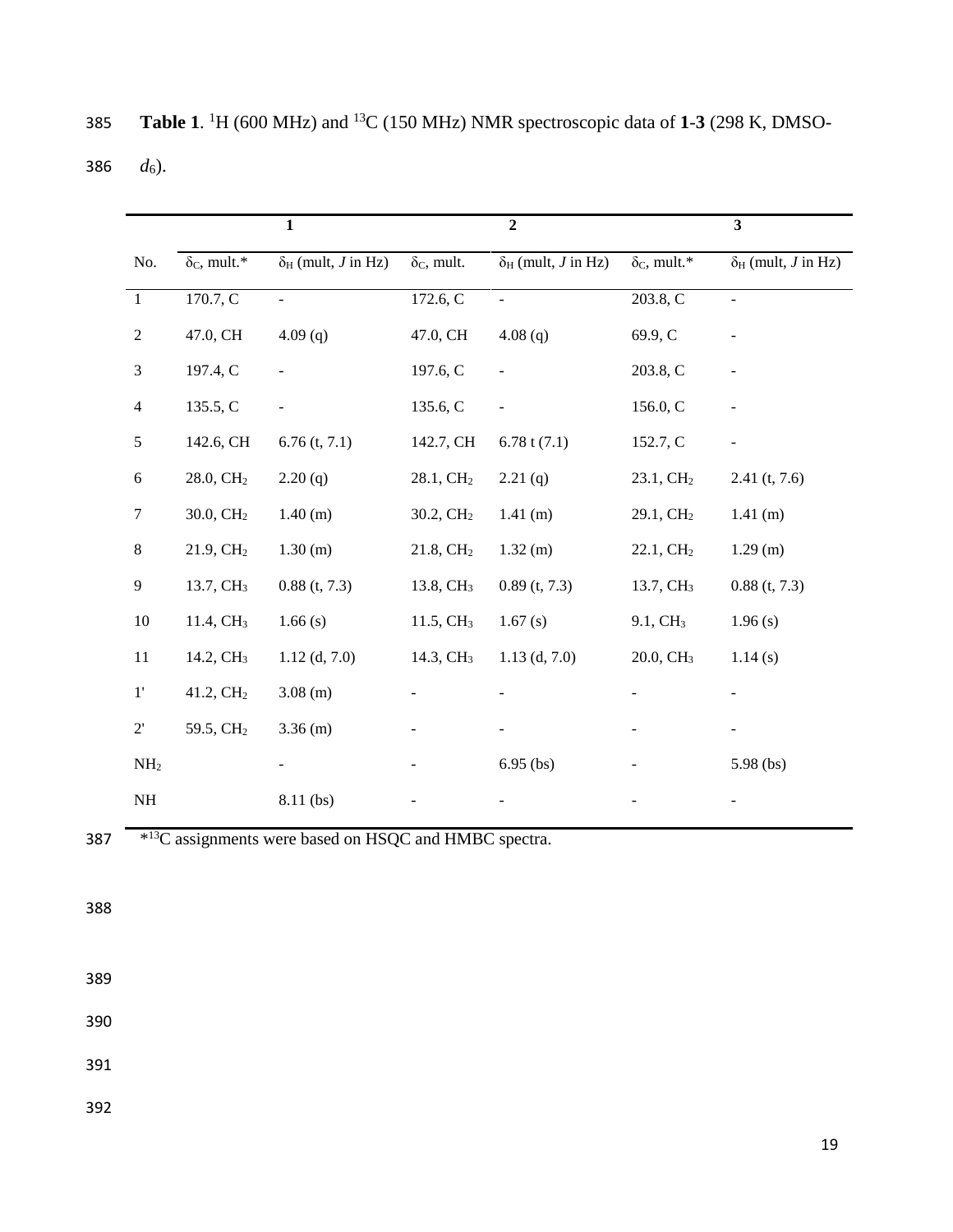**Table 1**. $^{1}$H (600 MHz) and $^{13}$C (150 MHz) NMR spectroscopic data of **1**-**3** (298 K, DMSO-$d_6$).

| | **1** | | **2** | | **3** | |
|---|---|---|---|---|---|---|
| No. | $\delta_C$, mult.* | $\delta_H$ (mult, *J* in Hz) | $\delta_C$, mult. | $\delta_H$ (mult, *J* in Hz) | $\delta_C$, mult.* | $\delta_H$ (mult, *J* in Hz) |
| 1 | 170.7, C | - | 172.6, C | - | 203.8, C | - |
| 2 | 47.0, CH | 4.09 (q) | 47.0, CH | 4.08 (q) | 69.9, C | - |
| 3 | 197.4, C | - | 197.6, C | - | 203.8, C | - |
| 4 | 135.5, C | - | 135.6, C | - | 156.0, C | - |
| 5 | 142.6, CH | 6.76 (t, 7.1) | 142.7, CH | 6.78 t (7.1) | 152.7, C | - |
| 6 | 28.0, $CH_2$ | 2.20 (q) | 28.1, $CH_2$ | 2.21 (q) | 23.1, $CH_2$ | 2.41 (t, 7.6) |
| 7 | 30.0, $CH_2$ | 1.40 (m) | 30.2, $CH_2$ | 1.41 (m) | 29.1, $CH_2$ | 1.41 (m) |
| 8 | 21.9, $CH_2$ | 1.30 (m) | 21.8, $CH_2$ | 1.32 (m) | 22.1, $CH_2$ | 1.29 (m) |
| 9 | 13.7, $CH_3$ | 0.88 (t, 7.3) | 13.8, $CH_3$ | 0.89 (t, 7.3) | 13.7, $CH_3$ | 0.88 (t, 7.3) |
| 10 | 11.4, $CH_3$ | 1.66 (s) | 11.5, $CH_3$ | 1.67 (s) | 9.1, $CH_3$ | 1.96 (s) |
| 11 | 14.2, $CH_3$ | 1.12 (d, 7.0) | 14.3, $CH_3$ | 1.13 (d, 7.0) | 20.0, $CH_3$ | 1.14 (s) |
| 1' | 41.2, $CH_2$ | 3.08 (m) | - | - | - | - |
| 2' | 59.5, $CH_2$ | 3.36 (m) | - | - | - | - |
| $NH_2$ | | - | - | 6.95 (bs) | - | 5.98 (bs) |
| NH | | 8.11 (bs) | - | - | - | - |

*$^{13}$C assignments were based on HSQC and HMBC spectra.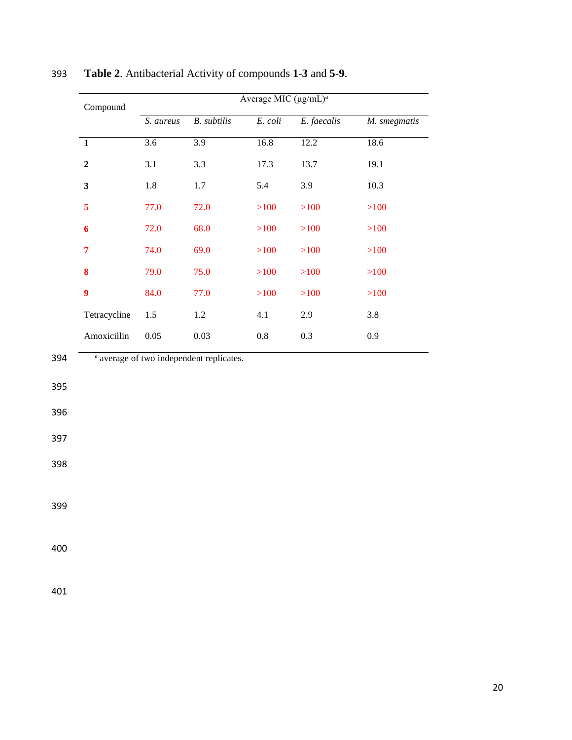**Table 2**. Antibacterial Activity of compounds **1**-**3** and **5**-**9**.

| Compound | Average MIC (µg/mL)[a] | | | | |
|---|---|---|---|---|---|
| | *S. aureus* | *B. subtilis* | *E. coli* | *E. faecalis* | *M. smegmatis* |
| **1** | 3.6 | 3.9 | 16.8 | 12.2 | 18.6 |
| **2** | 3.1 | 3.3 | 17.3 | 13.7 | 19.1 |
| **3** | 1.8 | 1.7 | 5.4 | 3.9 | 10.3 |
| **5** | 77.0 | 72.0 | >100 | >100 | >100 |
| **6** | 72.0 | 68.0 | >100 | >100 | >100 |
| **7** | 74.0 | 69.0 | >100 | >100 | >100 |
| **8** | 79.0 | 75.0 | >100 | >100 | >100 |
| **9** | 84.0 | 77.0 | >100 | >100 | >100 |
| Tetracycline | 1.5 | 1.2 | 4.1 | 2.9 | 3.8 |
| Amoxicillin | 0.05 | 0.03 | 0.8 | 0.3 | 0.9 |

[a] average of two independent replicates.